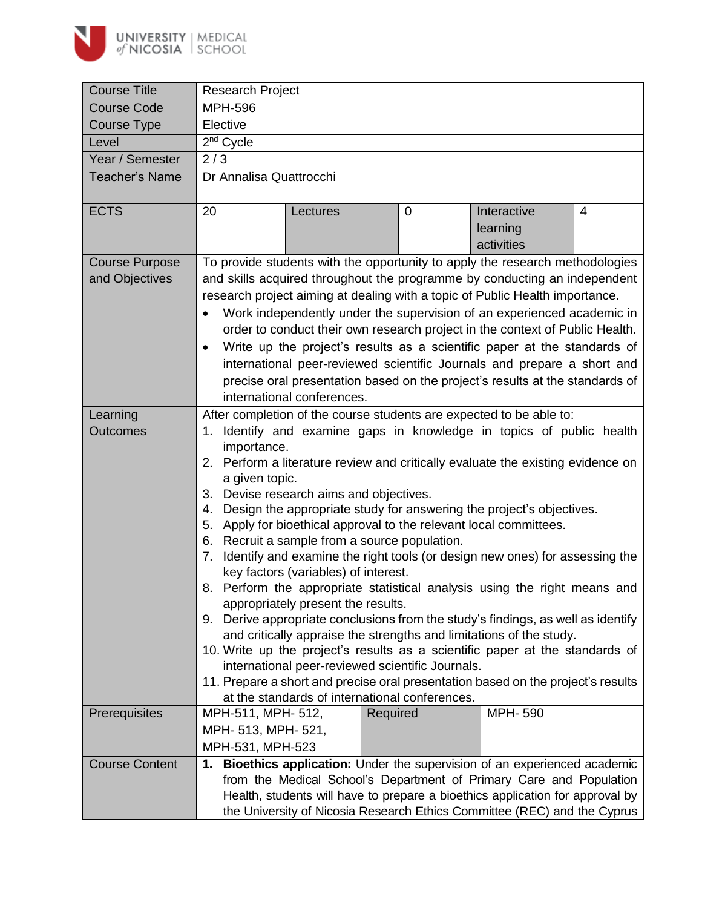| | | | | | |
|---|---|---|---|---|---|
| Course Title | Research Project | | | | |
| Course Code | MPH-596 | | | | |
| Course Type | Elective | | | | |
| Level | 2nd Cycle | | | | |
| Year / Semester | 2 / 3 | | | | |
| Teacher's Name | Dr Annalisa Quattrocchi | | | | |
| ECTS | 20 | Lectures | 0 | Interactive learning activities | 4 |
| Course Purpose and Objectives | To provide students with the opportunity to apply the research methodologies and skills acquired throughout the programme by conducting an independent research project aiming at dealing with a topic of Public Health importance.<br>• Work independently under the supervision of an experienced academic in order to conduct their own research project in the context of Public Health.<br>• Write up the project's results as a scientific paper at the standards of international peer-reviewed scientific Journals and prepare a short and precise oral presentation based on the project's results at the standards of international conferences. | | | | |
| Learning Outcomes | After completion of the course students are expected to be able to:<br>1. Identify and examine gaps in knowledge in topics of public health importance.<br>2. Perform a literature review and critically evaluate the existing evidence on a given topic.<br>3. Devise research aims and objectives.<br>4. Design the appropriate study for answering the project's objectives.<br>5. Apply for bioethical approval to the relevant local committees.<br>6. Recruit a sample from a source population.<br>7. Identify and examine the right tools (or design new ones) for assessing the key factors (variables) of interest.<br>8. Perform the appropriate statistical analysis using the right means and appropriately present the results.<br>9. Derive appropriate conclusions from the study's findings, as well as identify and critically appraise the strengths and limitations of the study.<br>10. Write up the project's results as a scientific paper at the standards of international peer-reviewed scientific Journals.<br>11. Prepare a short and precise oral presentation based on the project's results at the standards of international conferences. | | | | |
| Prerequisites | MPH-511, MPH- 512, MPH- 513, MPH- 521, MPH-531, MPH-523 | | Required | MPH- 590 | |
| Course Content | 1. **Bioethics application:** Under the supervision of an experienced academic from the Medical School's Department of Primary Care and Population Health, students will have to prepare a bioethics application for approval by the University of Nicosia Research Ethics Committee (REC) and the Cyprus | | | | |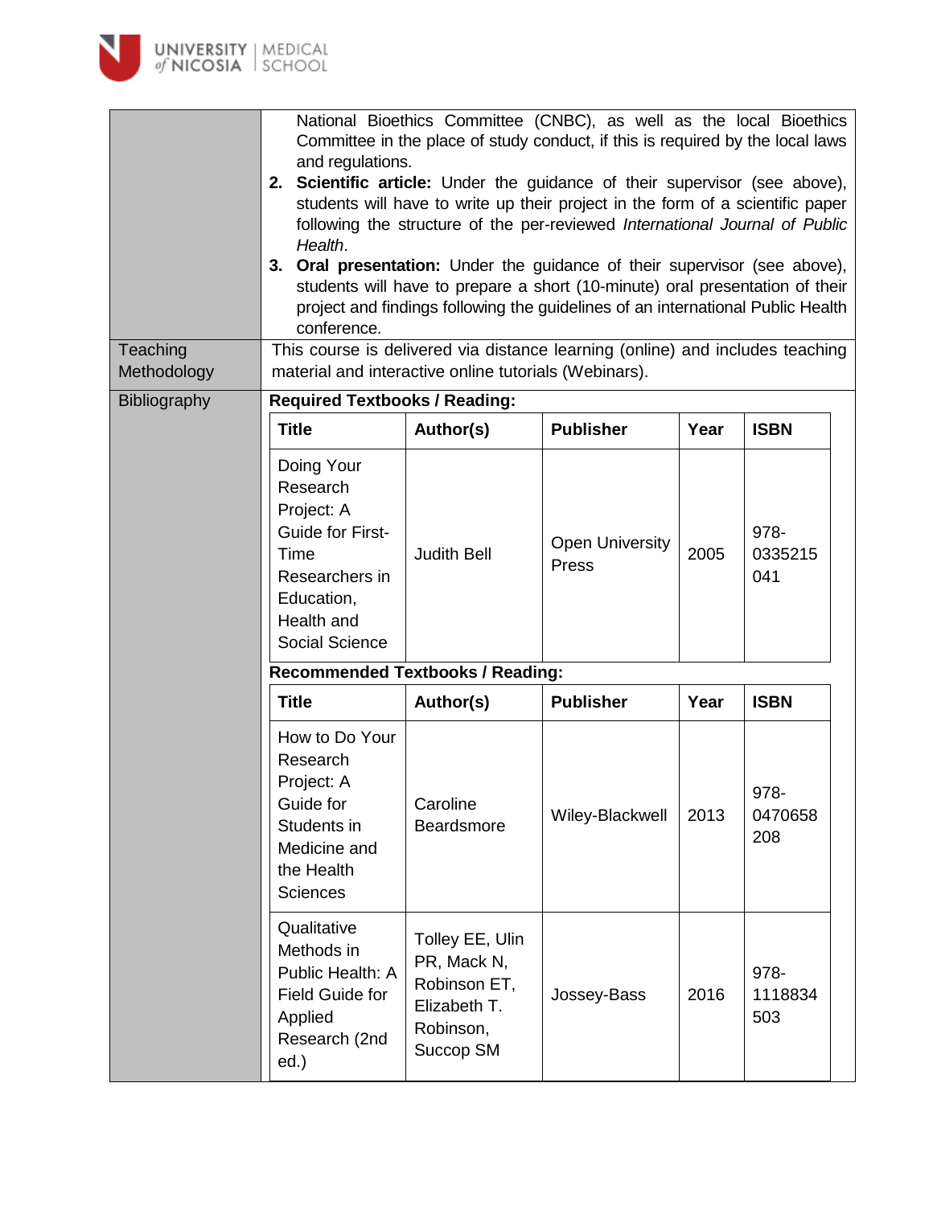| | |
|---|---|
| | National Bioethics Committee (CNBC), as well as the local Bioethics Committee in the place of study conduct, if this is required by the local laws and regulations.<br>2. **Scientific article:** Under the guidance of their supervisor (see above), students will have to write up their project in the form of a scientific paper following the structure of the per-reviewed *International Journal of Public Health*.<br>3. **Oral presentation:** Under the guidance of their supervisor (see above), students will have to prepare a short (10-minute) oral presentation of their project and findings following the guidelines of an international Public Health conference. |
| Teaching Methodology | This course is delivered via distance learning (online) and includes teaching material and interactive online tutorials (Webinars). |
| Bibliography | **Required Textbooks / Reading:** |

**Required Textbooks / Reading:**

| Title | Author(s) | Publisher | Year | ISBN |
|---|---|---|---|---|
| Doing Your Research Project: A Guide for First-Time Researchers in Education, Health and Social Science | Judith Bell | Open University Press | 2005 | 978-0335215041 |

**Recommended Textbooks / Reading:**

| Title | Author(s) | Publisher | Year | ISBN |
|---|---|---|---|---|
| How to Do Your Research Project: A Guide for Students in Medicine and the Health Sciences | Caroline Beardsmore | Wiley-Blackwell | 2013 | 978-0470658208 |
| Qualitative Methods in Public Health: A Field Guide for Applied Research (2nd ed.) | Tolley EE, Ulin PR, Mack N, Robinson ET, Elizabeth T. Robinson, Succop SM | Jossey-Bass | 2016 | 978-1118834503 |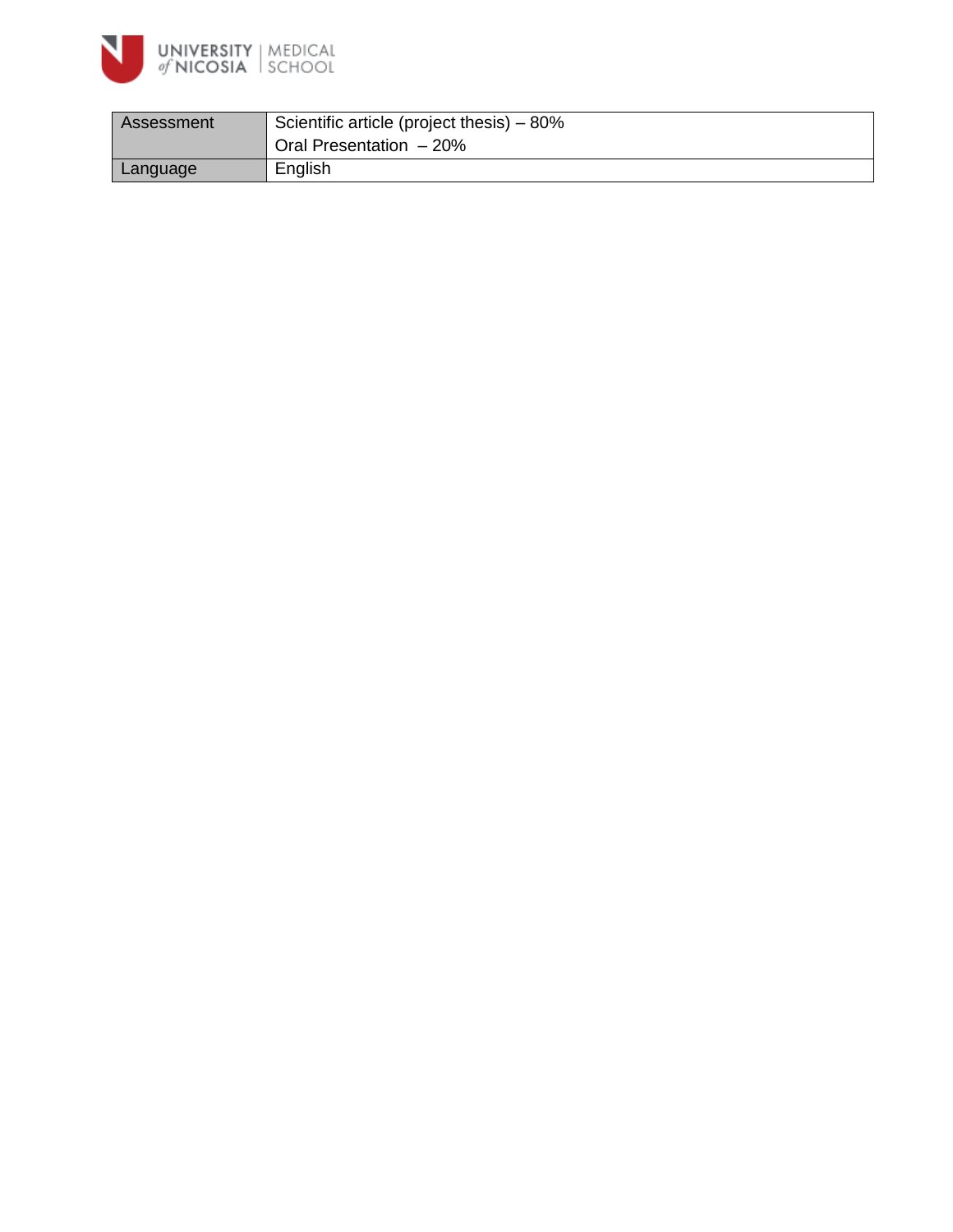| | |
|---|---|
| Assessment | Scientific article (project thesis) – 80%<br>Oral Presentation – 20% |
| Language | English |